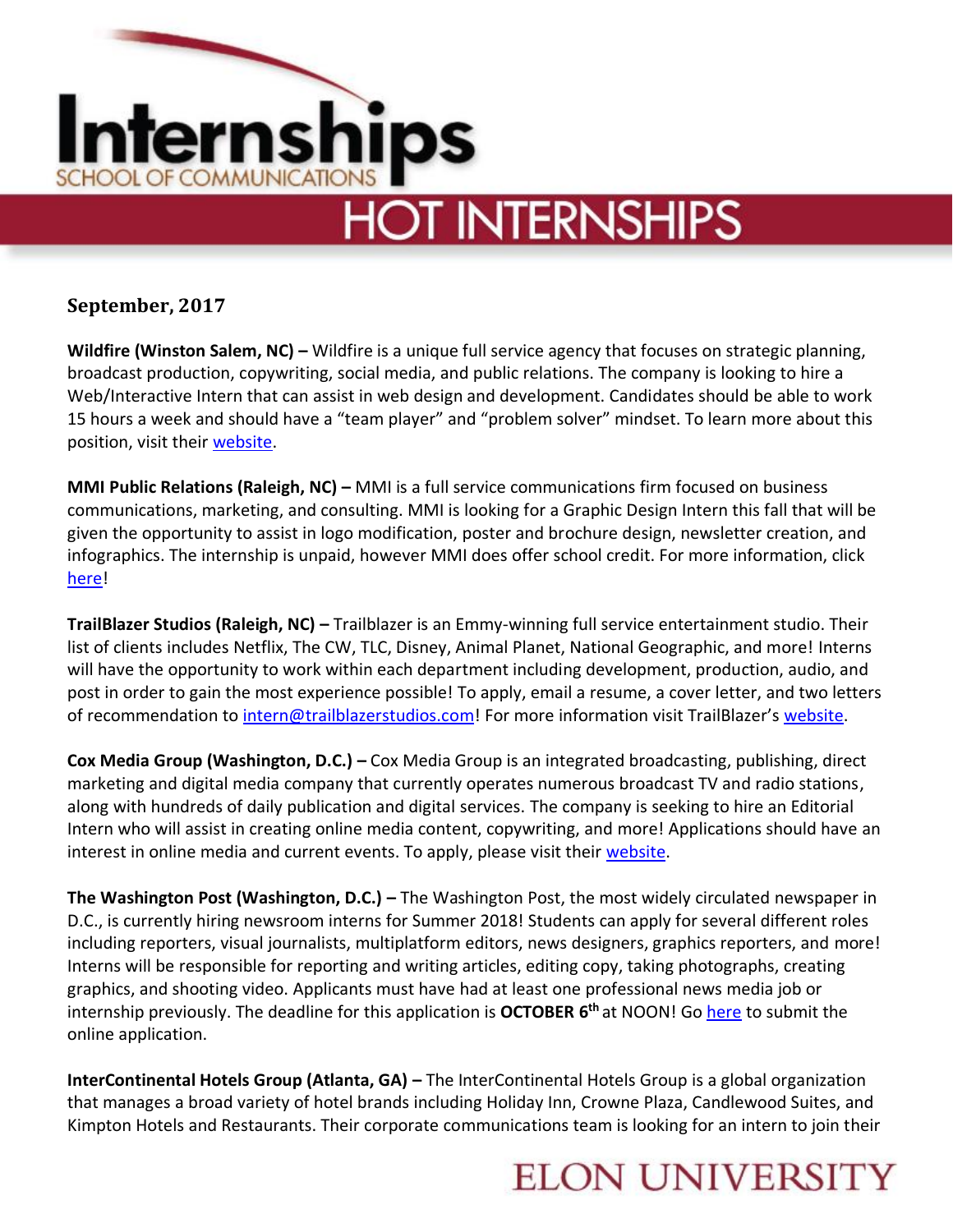# Internships
SCHOOL OF COMMUNICATIONS

## HOT INTERNSHIPS

### September, 2017

**Wildfire (Winston Salem, NC) –** Wildfire is a unique full service agency that focuses on strategic planning, broadcast production, copywriting, social media, and public relations. The company is looking to hire a Web/Interactive Intern that can assist in web design and development. Candidates should be able to work 15 hours a week and should have a "team player" and "problem solver" mindset. To learn more about this position, visit their website.

**MMI Public Relations (Raleigh, NC) –** MMI is a full service communications firm focused on business communications, marketing, and consulting. MMI is looking for a Graphic Design Intern this fall that will be given the opportunity to assist in logo modification, poster and brochure design, newsletter creation, and infographics. The internship is unpaid, however MMI does offer school credit. For more information, click here!

**TrailBlazer Studios (Raleigh, NC) –** Trailblazer is an Emmy-winning full service entertainment studio. Their list of clients includes Netflix, The CW, TLC, Disney, Animal Planet, National Geographic, and more! Interns will have the opportunity to work within each department including development, production, audio, and post in order to gain the most experience possible! To apply, email a resume, a cover letter, and two letters of recommendation to intern@trailblazerstudios.com! For more information visit TrailBlazer's website.

**Cox Media Group (Washington, D.C.) –** Cox Media Group is an integrated broadcasting, publishing, direct marketing and digital media company that currently operates numerous broadcast TV and radio stations, along with hundreds of daily publication and digital services. The company is seeking to hire an Editorial Intern who will assist in creating online media content, copywriting, and more! Applications should have an interest in online media and current events. To apply, please visit their website.

**The Washington Post (Washington, D.C.) –** The Washington Post, the most widely circulated newspaper in D.C., is currently hiring newsroom interns for Summer 2018! Students can apply for several different roles including reporters, visual journalists, multiplatform editors, news designers, graphics reporters, and more! Interns will be responsible for reporting and writing articles, editing copy, taking photographs, creating graphics, and shooting video. Applicants must have had at least one professional news media job or internship previously. The deadline for this application is **OCTOBER 6th** at NOON! Go here to submit the online application.

**InterContinental Hotels Group (Atlanta, GA) –** The InterContinental Hotels Group is a global organization that manages a broad variety of hotel brands including Holiday Inn, Crowne Plaza, Candlewood Suites, and Kimpton Hotels and Restaurants. Their corporate communications team is looking for an intern to join their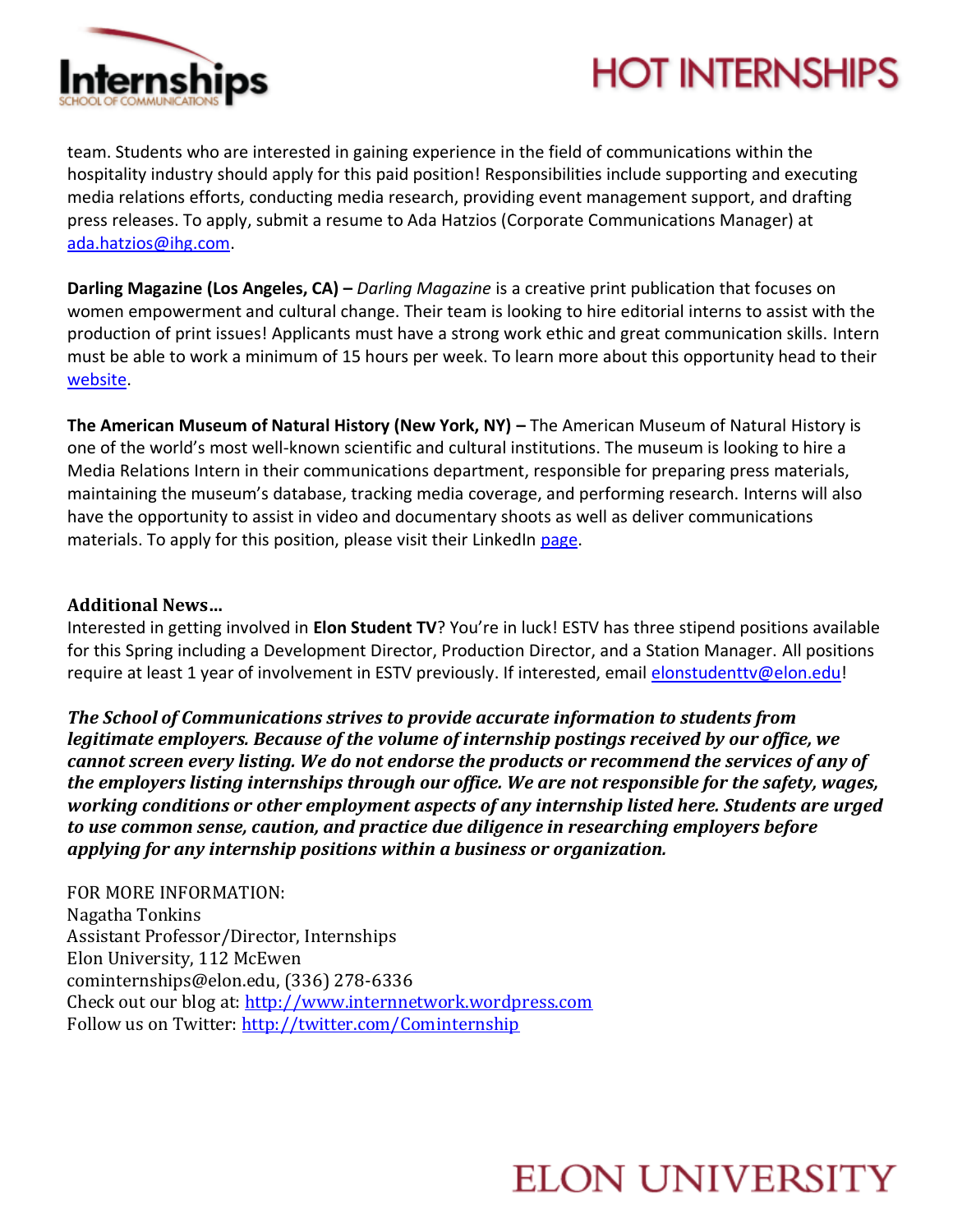team. Students who are interested in gaining experience in the field of communications within the hospitality industry should apply for this paid position! Responsibilities include supporting and executing media relations efforts, conducting media research, providing event management support, and drafting press releases. To apply, submit a resume to Ada Hatzios (Corporate Communications Manager) at ada.hatzios@ihg.com.

**Darling Magazine (Los Angeles, CA) –** *Darling Magazine* is a creative print publication that focuses on women empowerment and cultural change. Their team is looking to hire editorial interns to assist with the production of print issues! Applicants must have a strong work ethic and great communication skills. Intern must be able to work a minimum of 15 hours per week. To learn more about this opportunity head to their website.

**The American Museum of Natural History (New York, NY) –** The American Museum of Natural History is one of the world's most well-known scientific and cultural institutions. The museum is looking to hire a Media Relations Intern in their communications department, responsible for preparing press materials, maintaining the museum's database, tracking media coverage, and performing research. Interns will also have the opportunity to assist in video and documentary shoots as well as deliver communications materials. To apply for this position, please visit their LinkedIn page.

**Additional News…**

Interested in getting involved in **Elon Student TV**? You're in luck! ESTV has three stipend positions available for this Spring including a Development Director, Production Director, and a Station Manager. All positions require at least 1 year of involvement in ESTV previously. If interested, email elonstudenttv@elon.edu!

***The School of Communications strives to provide accurate information to students from legitimate employers. Because of the volume of internship postings received by our office, we cannot screen every listing. We do not endorse the products or recommend the services of any of the employers listing internships through our office. We are not responsible for the safety, wages, working conditions or other employment aspects of any internship listed here. Students are urged to use common sense, caution, and practice due diligence in researching employers before applying for any internship positions within a business or organization.***

FOR MORE INFORMATION:
Nagatha Tonkins
Assistant Professor/Director, Internships
Elon University, 112 McEwen
cominternships@elon.edu, (336) 278-6336
Check out our blog at: http://www.internnetwork.wordpress.com
Follow us on Twitter: http://twitter.com/Cominternship